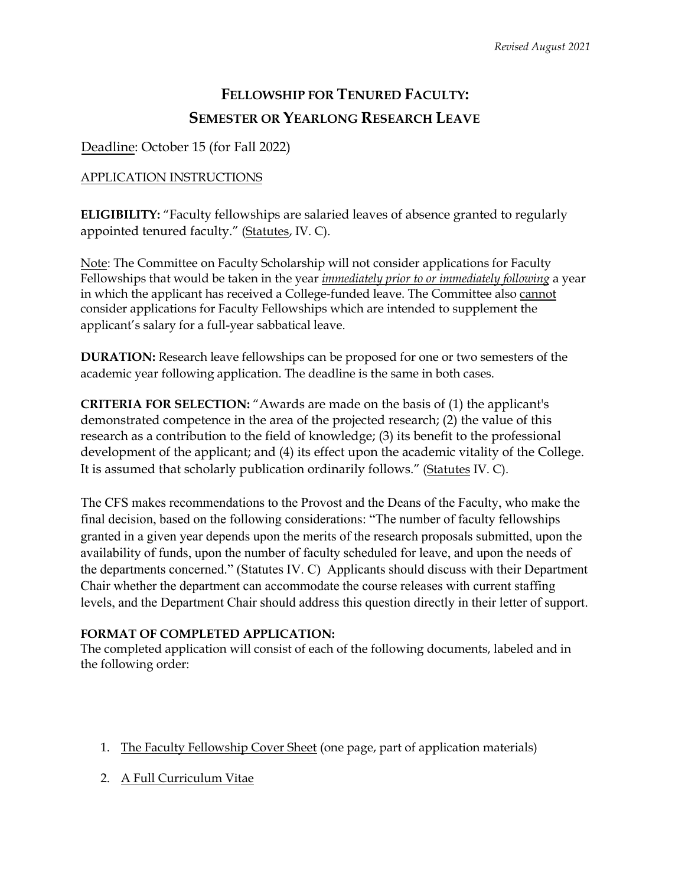*Revised August 2021*

# FELLOWSHIP FOR TENURED FACULTY: SEMESTER OR YEARLONG RESEARCH LEAVE

Deadline: October 15 (for Fall 2022)

APPLICATION INSTRUCTIONS

**ELIGIBILITY:** "Faculty fellowships are salaried leaves of absence granted to regularly appointed tenured faculty." (Statutes, IV. C).

Note: The Committee on Faculty Scholarship will not consider applications for Faculty Fellowships that would be taken in the year ***immediately prior to or immediately following*** a year in which the applicant has received a College-funded leave. The Committee also cannot consider applications for Faculty Fellowships which are intended to supplement the applicant's salary for a full-year sabbatical leave.

**DURATION:** Research leave fellowships can be proposed for one or two semesters of the academic year following application. The deadline is the same in both cases.

**CRITERIA FOR SELECTION:** "Awards are made on the basis of (1) the applicant's demonstrated competence in the area of the projected research; (2) the value of this research as a contribution to the field of knowledge; (3) its benefit to the professional development of the applicant; and (4) its effect upon the academic vitality of the College. It is assumed that scholarly publication ordinarily follows." (Statutes IV. C).

The CFS makes recommendations to the Provost and the Deans of the Faculty, who make the final decision, based on the following considerations: "The number of faculty fellowships granted in a given year depends upon the merits of the research proposals submitted, upon the availability of funds, upon the number of faculty scheduled for leave, and upon the needs of the departments concerned." (Statutes IV. C) Applicants should discuss with their Department Chair whether the department can accommodate the course releases with current staffing levels, and the Department Chair should address this question directly in their letter of support.

**FORMAT OF COMPLETED APPLICATION:**
The completed application will consist of each of the following documents, labeled and in the following order:

1. The Faculty Fellowship Cover Sheet (one page, part of application materials)
2. A Full Curriculum Vitae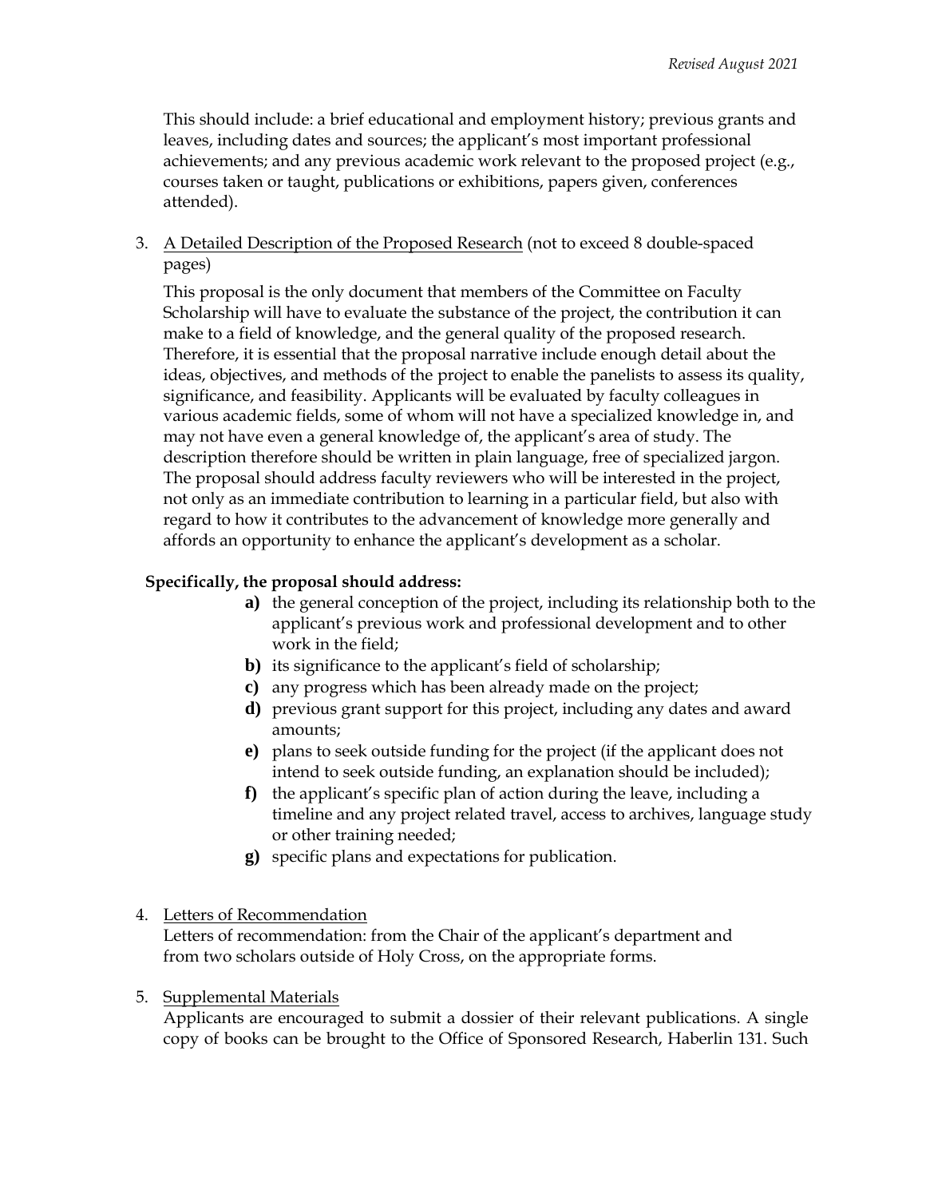This should include: a brief educational and employment history; previous grants and leaves, including dates and sources; the applicant's most important professional achievements; and any previous academic work relevant to the proposed project (e.g., courses taken or taught, publications or exhibitions, papers given, conferences attended).

3. A Detailed Description of the Proposed Research (not to exceed 8 double-spaced pages)

   This proposal is the only document that members of the Committee on Faculty Scholarship will have to evaluate the substance of the project, the contribution it can make to a field of knowledge, and the general quality of the proposed research. Therefore, it is essential that the proposal narrative include enough detail about the ideas, objectives, and methods of the project to enable the panelists to assess its quality, significance, and feasibility. Applicants will be evaluated by faculty colleagues in various academic fields, some of whom will not have a specialized knowledge in, and may not have even a general knowledge of, the applicant's area of study. The description therefore should be written in plain language, free of specialized jargon. The proposal should address faculty reviewers who will be interested in the project, not only as an immediate contribution to learning in a particular field, but also with regard to how it contributes to the advancement of knowledge more generally and affords an opportunity to enhance the applicant's development as a scholar.

   **Specifically, the proposal should address:**

   **a)** the general conception of the project, including its relationship both to the applicant's previous work and professional development and to other work in the field;
   **b)** its significance to the applicant's field of scholarship;
   **c)** any progress which has been already made on the project;
   **d)** previous grant support for this project, including any dates and award amounts;
   **e)** plans to seek outside funding for the project (if the applicant does not intend to seek outside funding, an explanation should be included);
   **f)** the applicant's specific plan of action during the leave, including a timeline and any project related travel, access to archives, language study or other training needed;
   **g)** specific plans and expectations for publication.

4. Letters of Recommendation

   Letters of recommendation: from the Chair of the applicant's department and from two scholars outside of Holy Cross, on the appropriate forms.

5. Supplemental Materials

   Applicants are encouraged to submit a dossier of their relevant publications. A single copy of books can be brought to the Office of Sponsored Research, Haberlin 131. Such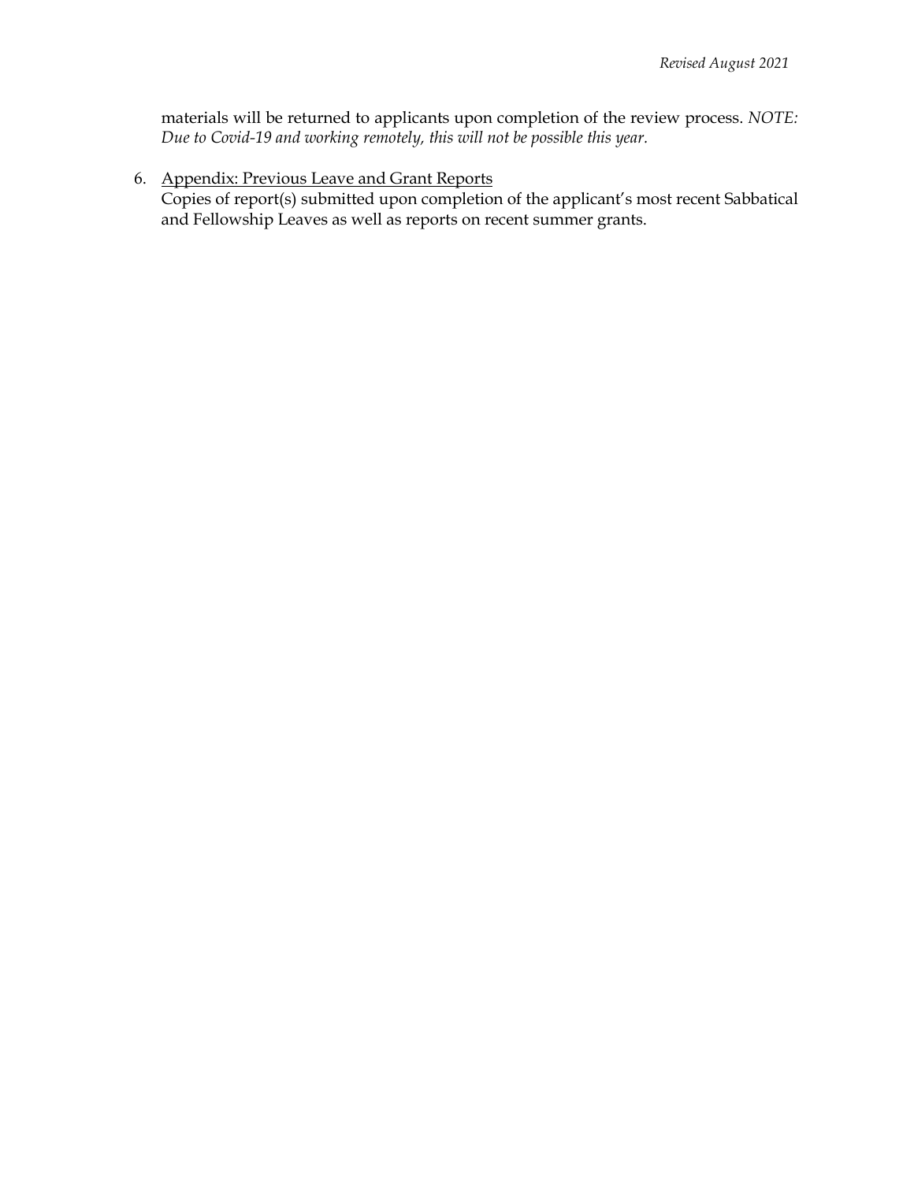materials will be returned to applicants upon completion of the review process. *NOTE: Due to Covid-19 and working remotely, this will not be possible this year.*

6. <u>Appendix: Previous Leave and Grant Reports</u>
   Copies of report(s) submitted upon completion of the applicant's most recent Sabbatical and Fellowship Leaves as well as reports on recent summer grants.